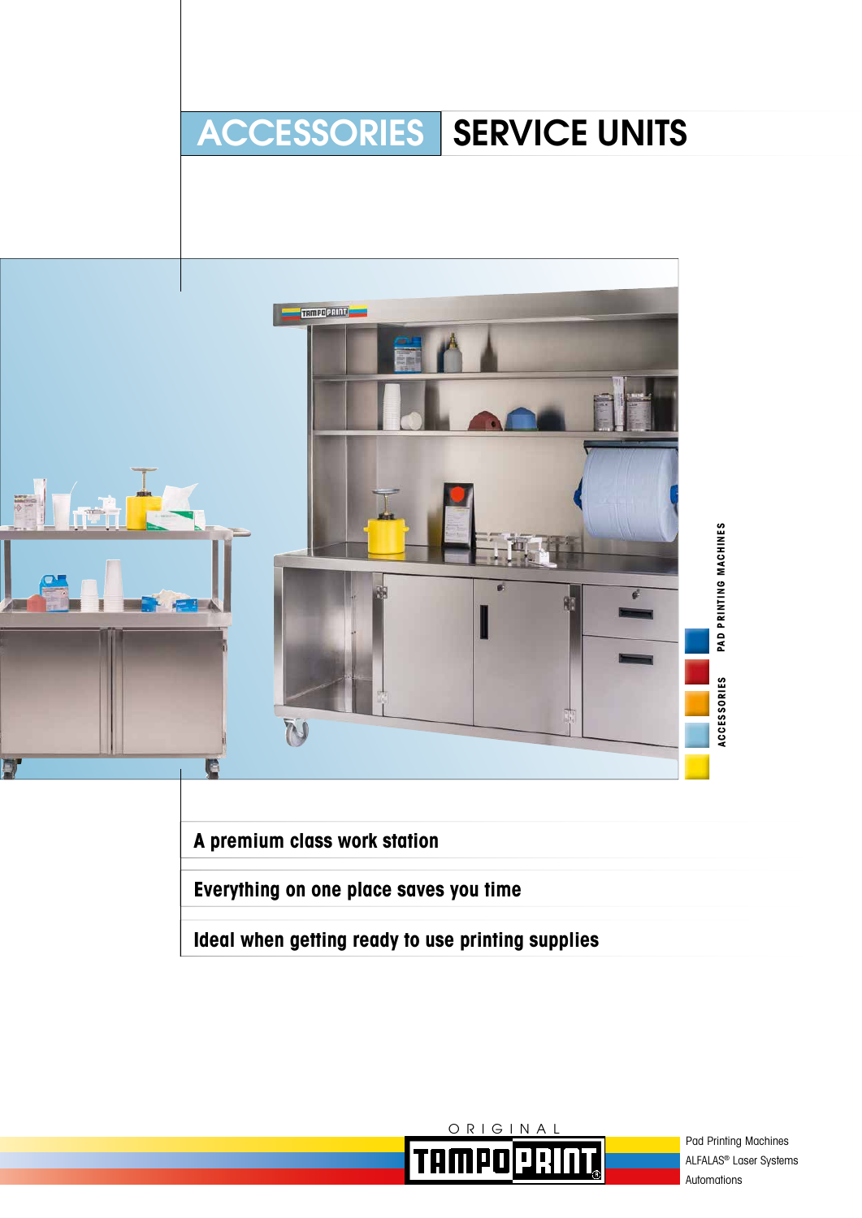# ACCESSORIES SERVICE UNITS

PAD PRINTING MACHINES

ACCESSORIES

**A premium class work station**

**Everything on one place saves you time**

**Ideal when getting ready to use printing supplies**

ORIGINAL TAMPOPRINT

Pad Printing Machines
ALFALAS® Laser Systems
Automations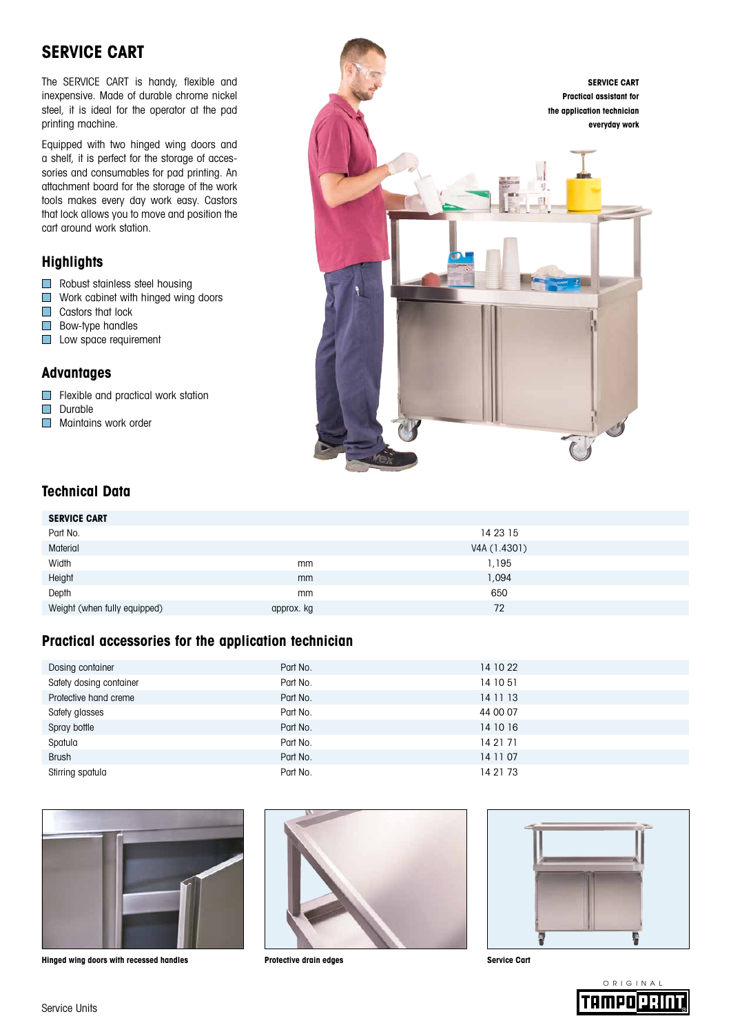# SERVICE CART

The SERVICE CART is handy, flexible and inexpensive. Made of durable chrome nickel steel, it is ideal for the operator at the pad printing machine.

Equipped with two hinged wing doors and a shelf, it is perfect for the storage of accessories and consumables for pad printing. An attachment board for the storage of the work tools makes every day work easy. Castors that lock allows you to move and position the cart around work station.

**SERVICE CART**
**Practical assistant for the application technician everyday work**

## Highlights

- Robust stainless steel housing
- Work cabinet with hinged wing doors
- Castors that lock
- Bow-type handles
- Low space requirement

## Advantages

- Flexible and practical work station
- Durable
- Maintains work order

## Technical Data

| SERVICE CART | | |
|---|---|---|
| Part No. | | 14 23 15 |
| Material | | V4A (1.4301) |
| Width | mm | 1,195 |
| Height | mm | 1,094 |
| Depth | mm | 650 |
| Weight (when fully equipped) | approx. kg | 72 |

## Practical accessories for the application technician

| | | |
|---|---|---|
| Dosing container | Part No. | 14 10 22 |
| Safety dosing container | Part No. | 14 10 51 |
| Protective hand creme | Part No. | 14 11 13 |
| Safety glasses | Part No. | 44 00 07 |
| Spray bottle | Part No. | 14 10 16 |
| Spatula | Part No. | 14 21 71 |
| Brush | Part No. | 14 11 07 |
| Stirring spatula | Part No. | 14 21 73 |

**Hinged wing doors with recessed handles**

**Protective drain edges**

**Service Cart**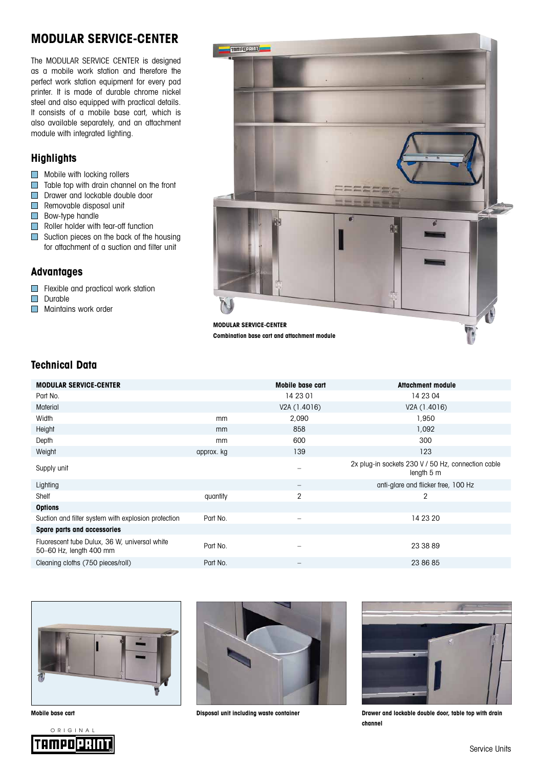# MODULAR SERVICE-CENTER

The MODULAR SERVICE CENTER is designed as a mobile work station and therefore the perfect work station equipment for every pad printer. It is made of durable chrome nickel steel and also equipped with practical details. It consists of a mobile base cart, which is also available separately, and an attachment module with integrated lighting.

## Highlights

- Mobile with locking rollers
- Table top with drain channel on the front
- Drawer and lockable double door
- Removable disposal unit
- Bow-type handle
- Roller holder with tear-off function
- Suction pieces on the back of the housing for attachment of a suction and filter unit

## Advantages

- Flexible and practical work station
- Durable
- Maintains work order

**MODULAR SERVICE-CENTER**
**Combination base cart and attachment module**

## Technical Data

| MODULAR SERVICE-CENTER | | Mobile base cart | Attachment module |
|---|---|---|---|
| Part No. | | 14 23 01 | 14 23 04 |
| Material | | V2A (1.4016) | V2A (1.4016) |
| Width | mm | 2,090 | 1,950 |
| Height | mm | 858 | 1,092 |
| Depth | mm | 600 | 300 |
| Weight | approx. kg | 139 | 123 |
| Supply unit | | – | 2x plug-in sockets 230 V / 50 Hz, connection cable length 5 m |
| Lighting | | – | anti-glare and flicker free, 100 Hz |
| Shelf | quantity | 2 | 2 |
| **Options** | | | |
| Suction and filter system with explosion protection | Part No. | – | 14 23 20 |
| **Spare parts and accessories** | | | |
| Fluorescent tube Dulux, 36 W, universal white 50–60 Hz, length 400 mm | Part No. | – | 23 38 89 |
| Cleaning cloths (750 pieces/roll) | Part No. | – | 23 86 85 |

**Mobile base cart**

**Disposal unit including waste container**

**Drawer and lockable double door, table top with drain channel**

ORIGINAL TAMPOPRINT

Service Units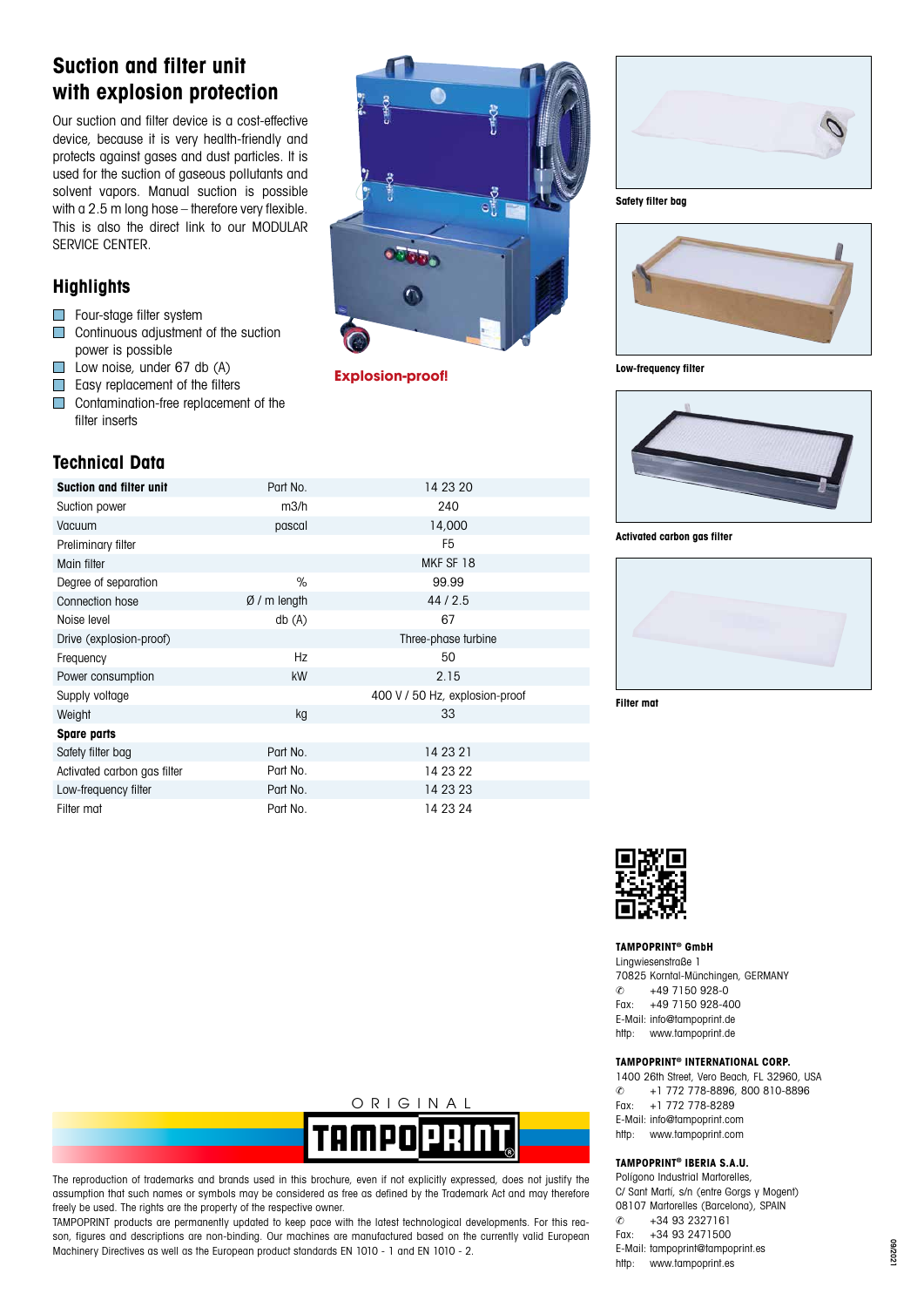# Suction and filter unit with explosion protection

Our suction and filter device is a cost-effective device, because it is very health-friendly and protects against gases and dust particles. It is used for the suction of gaseous pollutants and solvent vapors. Manual suction is possible with a 2.5 m long hose – therefore very flexible. This is also the direct link to our MODULAR SERVICE CENTER.

**Explosion-proof!**

## Highlights

- Four-stage filter system
- Continuous adjustment of the suction power is possible
- Low noise, under 67 db (A)
- Easy replacement of the filters
- Contamination-free replacement of the filter inserts

## Technical Data

| | | |
|---|---|---|
| **Suction and filter unit** | Part No. | 14 23 20 |
| Suction power | m3/h | 240 |
| Vacuum | pascal | 14,000 |
| Preliminary filter | | F5 |
| Main filter | | MKF SF 18 |
| Degree of separation | % | 99.99 |
| Connection hose | Ø / m length | 44 / 2.5 |
| Noise level | db (A) | 67 |
| Drive (explosion-proof) | | Three-phase turbine |
| Frequency | Hz | 50 |
| Power consumption | kW | 2.15 |
| Supply voltage | | 400 V / 50 Hz, explosion-proof |
| Weight | kg | 33 |
| **Spare parts** | | |
| Safety filter bag | Part No. | 14 23 21 |
| Activated carbon gas filter | Part No. | 14 23 22 |
| Low-frequency filter | Part No. | 14 23 23 |
| Filter mat | Part No. | 14 23 24 |

Safety filter bag

Low-frequency filter

Activated carbon gas filter

Filter mat

ORIGINAL TAMPOPRINT®

The reproduction of trademarks and brands used in this brochure, even if not explicitly expressed, does not justify the assumption that such names or symbols may be considered as free as defined by the Trademark Act and may therefore freely be used. The rights are the property of the respective owner.

TAMPOPRINT products are permanently updated to keep pace with the latest technological developments. For this reason, figures and descriptions are non-binding. Our machines are manufactured based on the currently valid European Machinery Directives as well as the European product standards EN 1010 - 1 and EN 1010 - 2.

**TAMPOPRINT® GmbH**
Lingwiesenstraße 1
70825 Korntal-Münchingen, GERMANY
✆ +49 7150 928-0
Fax: +49 7150 928-400
E-Mail: info@tampoprint.de
http: www.tampoprint.de

**TAMPOPRINT® INTERNATIONAL CORP.**
1400 26th Street, Vero Beach, FL 32960, USA
✆ +1 772 778-8896, 800 810-8896
Fax: +1 772 778-8289
E-Mail: info@tampoprint.com
http: www.tampoprint.com

**TAMPOPRINT® IBERIA S.A.U.**
Polígono Industrial Martorelles,
C/ Sant Martí, s/n (entre Gorgs y Mogent)
08107 Martorelles (Barcelona), SPAIN
✆ +34 93 2327161
Fax: +34 93 2471500
E-Mail: tampoprint@tampoprint.es
http: www.tampoprint.es

09/2021